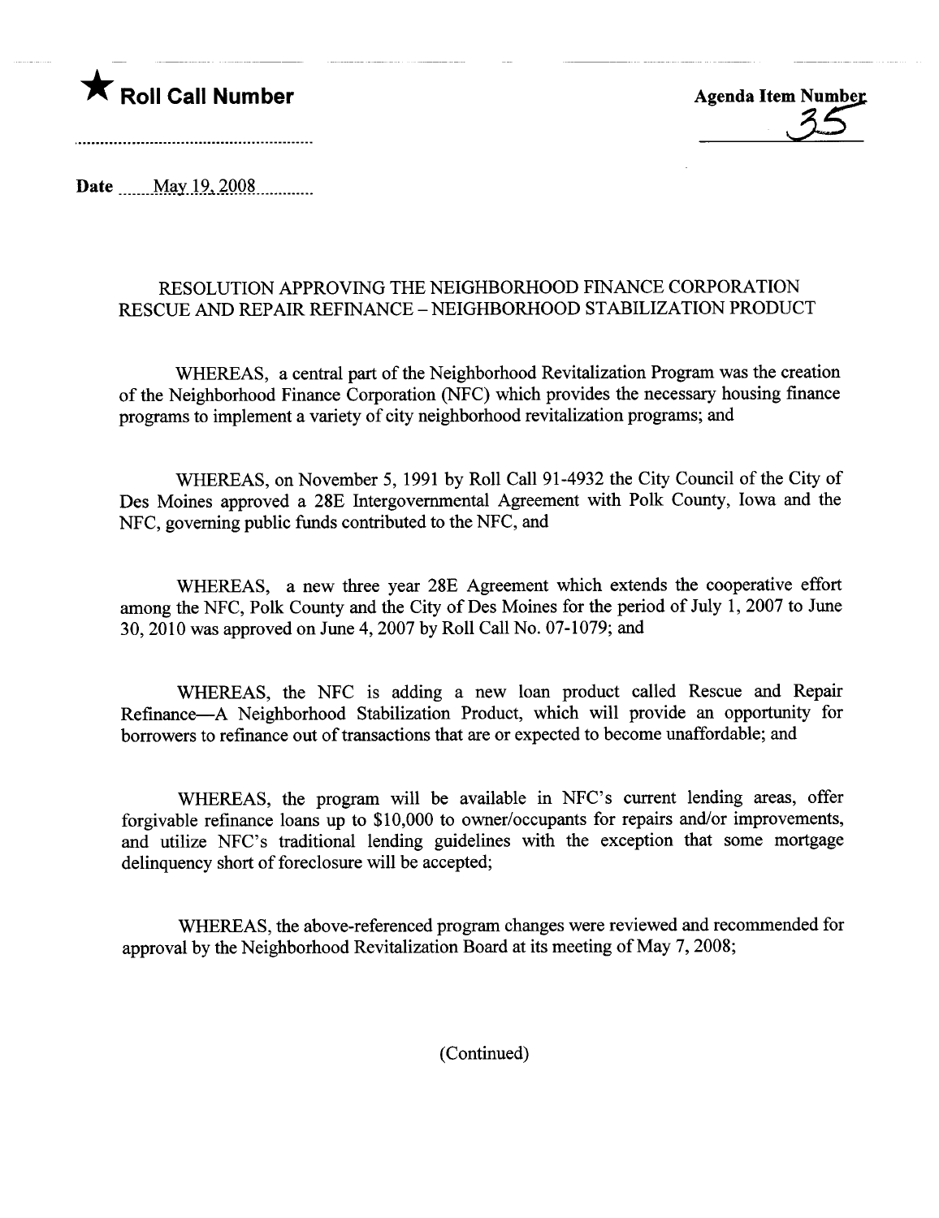★ **Roll Call Number**

**Agenda Item Number**
35

**Date** May 19, 2008

RESOLUTION APPROVING THE NEIGHBORHOOD FINANCE CORPORATION RESCUE AND REPAIR REFINANCE – NEIGHBORHOOD STABILIZATION PRODUCT

WHEREAS, a central part of the Neighborhood Revitalization Program was the creation of the Neighborhood Finance Corporation (NFC) which provides the necessary housing finance programs to implement a variety of city neighborhood revitalization programs; and

WHEREAS, on November 5, 1991 by Roll Call 91-4932 the City Council of the City of Des Moines approved a 28E Intergovernmental Agreement with Polk County, Iowa and the NFC, governing public funds contributed to the NFC, and

WHEREAS, a new three year 28E Agreement which extends the cooperative effort among the NFC, Polk County and the City of Des Moines for the period of July 1, 2007 to June 30, 2010 was approved on June 4, 2007 by Roll Call No. 07-1079; and

WHEREAS, the NFC is adding a new loan product called Rescue and Repair Refinance—A Neighborhood Stabilization Product, which will provide an opportunity for borrowers to refinance out of transactions that are or expected to become unaffordable; and

WHEREAS, the program will be available in NFC's current lending areas, offer forgivable refinance loans up to $10,000 to owner/occupants for repairs and/or improvements, and utilize NFC's traditional lending guidelines with the exception that some mortgage delinquency short of foreclosure will be accepted;

WHEREAS, the above-referenced program changes were reviewed and recommended for approval by the Neighborhood Revitalization Board at its meeting of May 7, 2008;

(Continued)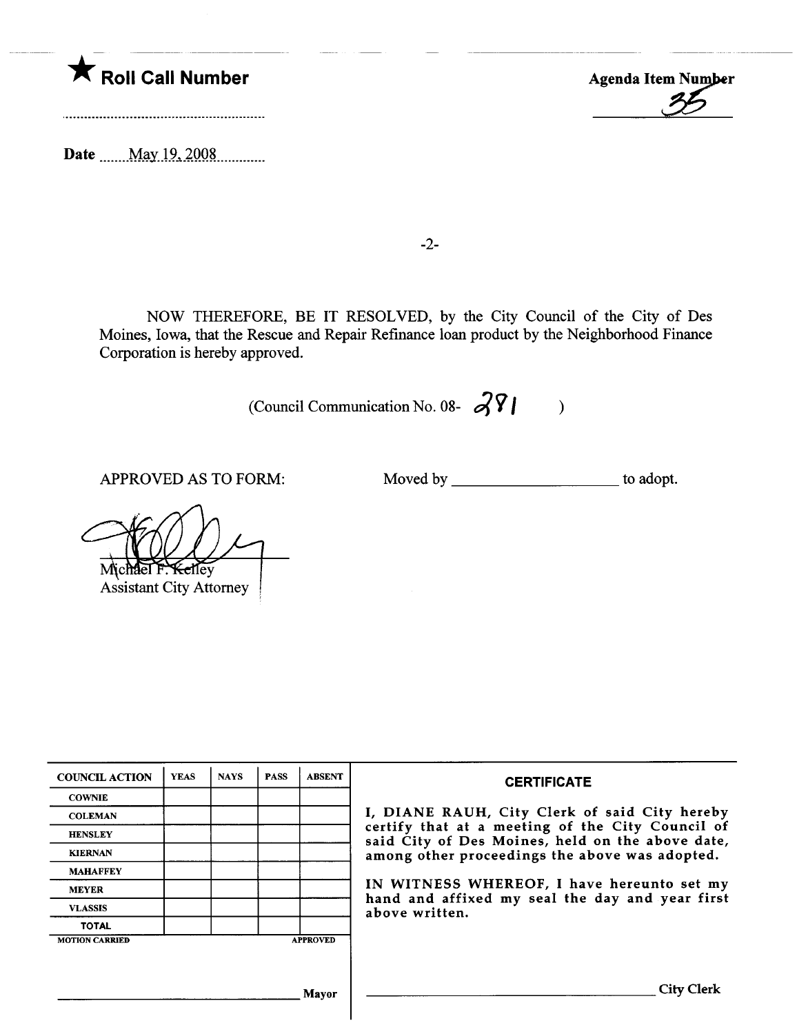★ **Roll Call Number**

..........................................................

**Agenda Item Number**
35

**Date** ......May 19, 2008............

NOW THEREFORE, BE IT RESOLVED, by the City Council of the City of Des Moines, Iowa, that the Rescue and Repair Refinance loan product by the Neighborhood Finance Corporation is hereby approved.

(Council Communication No. 08- 281 )

APPROVED AS TO FORM:

Moved by ____________________ to adopt.

Michael F. Kelley
Assistant City Attorney

| COUNCIL ACTION | YEAS | NAYS | PASS | ABSENT |
|---|---|---|---|---|
| COWNIE | | | | |
| COLEMAN | | | | |
| HENSLEY | | | | |
| KIERNAN | | | | |
| MAHAFFEY | | | | |
| MEYER | | | | |
| VLASSIS | | | | |
| TOTAL | | | | |
| MOTION CARRIED | | | | APPROVED |

______________________________ Mayor

**CERTIFICATE**

I, DIANE RAUH, City Clerk of said City hereby certify that at a meeting of the City Council of said City of Des Moines, held on the above date, among other proceedings the above was adopted.

IN WITNESS WHEREOF, I have hereunto set my hand and affixed my seal the day and year first above written.

______________________________ City Clerk